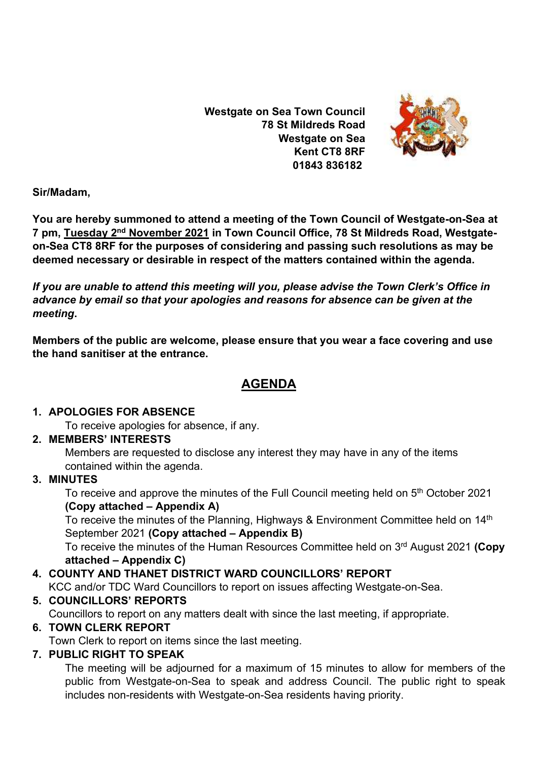**Westgate on Sea Town Council**
**78 St Mildreds Road**
**Westgate on Sea**
**Kent CT8 8RF**
**01843 836182**

**Sir/Madam,**

**You are hereby summoned to attend a meeting of the Town Council of Westgate-on-Sea at 7 pm, Tuesday 2nd November 2021 in Town Council Office, 78 St Mildreds Road, Westgate-on-Sea CT8 8RF for the purposes of considering and passing such resolutions as may be deemed necessary or desirable in respect of the matters contained within the agenda.**

***If you are unable to attend this meeting will you, please advise the Town Clerk's Office in advance by email so that your apologies and reasons for absence can be given at the meeting*.**

**Members of the public are welcome, please ensure that you wear a face covering and use the hand sanitiser at the entrance.**

# AGENDA

1. **APOLOGIES FOR ABSENCE**
   To receive apologies for absence, if any.
2. **MEMBERS' INTERESTS**
   Members are requested to disclose any interest they may have in any of the items contained within the agenda.
3. **MINUTES**
   To receive and approve the minutes of the Full Council meeting held on 5th October 2021 **(Copy attached – Appendix A)**
   To receive the minutes of the Planning, Highways & Environment Committee held on 14th September 2021 **(Copy attached – Appendix B)**
   To receive the minutes of the Human Resources Committee held on 3rd August 2021 **(Copy attached – Appendix C)**
4. **COUNTY AND THANET DISTRICT WARD COUNCILLORS' REPORT**
   KCC and/or TDC Ward Councillors to report on issues affecting Westgate-on-Sea.
5. **COUNCILLORS' REPORTS**
   Councillors to report on any matters dealt with since the last meeting, if appropriate.
6. **TOWN CLERK REPORT**
   Town Clerk to report on items since the last meeting.
7. **PUBLIC RIGHT TO SPEAK**
   The meeting will be adjourned for a maximum of 15 minutes to allow for members of the public from Westgate-on-Sea to speak and address Council. The public right to speak includes non-residents with Westgate-on-Sea residents having priority.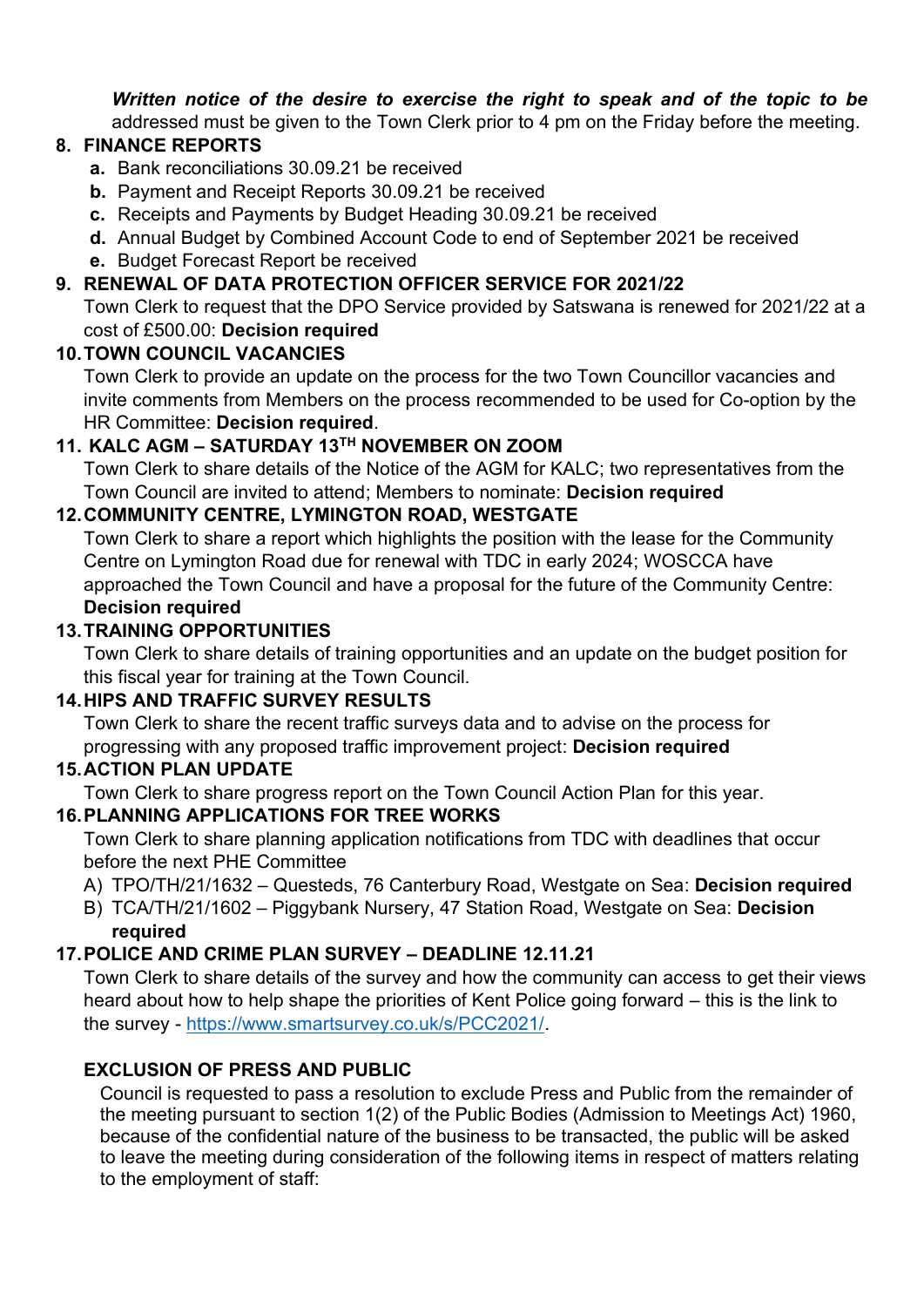***Written notice of the desire to exercise the right to speak and of the topic to be*** addressed must be given to the Town Clerk prior to 4 pm on the Friday before the meeting.

**8. FINANCE REPORTS**

- **a.** Bank reconciliations 30.09.21 be received
- **b.** Payment and Receipt Reports 30.09.21 be received
- **c.** Receipts and Payments by Budget Heading 30.09.21 be received
- **d.** Annual Budget by Combined Account Code to end of September 2021 be received
- **e.** Budget Forecast Report be received

**9. RENEWAL OF DATA PROTECTION OFFICER SERVICE FOR 2021/22**

Town Clerk to request that the DPO Service provided by Satswana is renewed for 2021/22 at a cost of £500.00: **Decision required**

**10. TOWN COUNCIL VACANCIES**

Town Clerk to provide an update on the process for the two Town Councillor vacancies and invite comments from Members on the process recommended to be used for Co-option by the HR Committee: **Decision required**.

**11. KALC AGM – SATURDAY 13TH NOVEMBER ON ZOOM**

Town Clerk to share details of the Notice of the AGM for KALC; two representatives from the Town Council are invited to attend; Members to nominate: **Decision required**

**12. COMMUNITY CENTRE, LYMINGTON ROAD, WESTGATE**

Town Clerk to share a report which highlights the position with the lease for the Community Centre on Lymington Road due for renewal with TDC in early 2024; WOSCCA have approached the Town Council and have a proposal for the future of the Community Centre: **Decision required**

**13. TRAINING OPPORTUNITIES**

Town Clerk to share details of training opportunities and an update on the budget position for this fiscal year for training at the Town Council.

**14. HIPS AND TRAFFIC SURVEY RESULTS**

Town Clerk to share the recent traffic surveys data and to advise on the process for progressing with any proposed traffic improvement project: **Decision required**

**15. ACTION PLAN UPDATE**

Town Clerk to share progress report on the Town Council Action Plan for this year.

**16. PLANNING APPLICATIONS FOR TREE WORKS**

Town Clerk to share planning application notifications from TDC with deadlines that occur before the next PHE Committee

- A) TPO/TH/21/1632 – Questeds, 76 Canterbury Road, Westgate on Sea: **Decision required**
- B) TCA/TH/21/1602 – Piggybank Nursery, 47 Station Road, Westgate on Sea: **Decision required**

**17. POLICE AND CRIME PLAN SURVEY – DEADLINE 12.11.21**

Town Clerk to share details of the survey and how the community can access to get their views heard about how to help shape the priorities of Kent Police going forward – this is the link to the survey - https://www.smartsurvey.co.uk/s/PCC2021/.

**EXCLUSION OF PRESS AND PUBLIC**

Council is requested to pass a resolution to exclude Press and Public from the remainder of the meeting pursuant to section 1(2) of the Public Bodies (Admission to Meetings Act) 1960, because of the confidential nature of the business to be transacted, the public will be asked to leave the meeting during consideration of the following items in respect of matters relating to the employment of staff: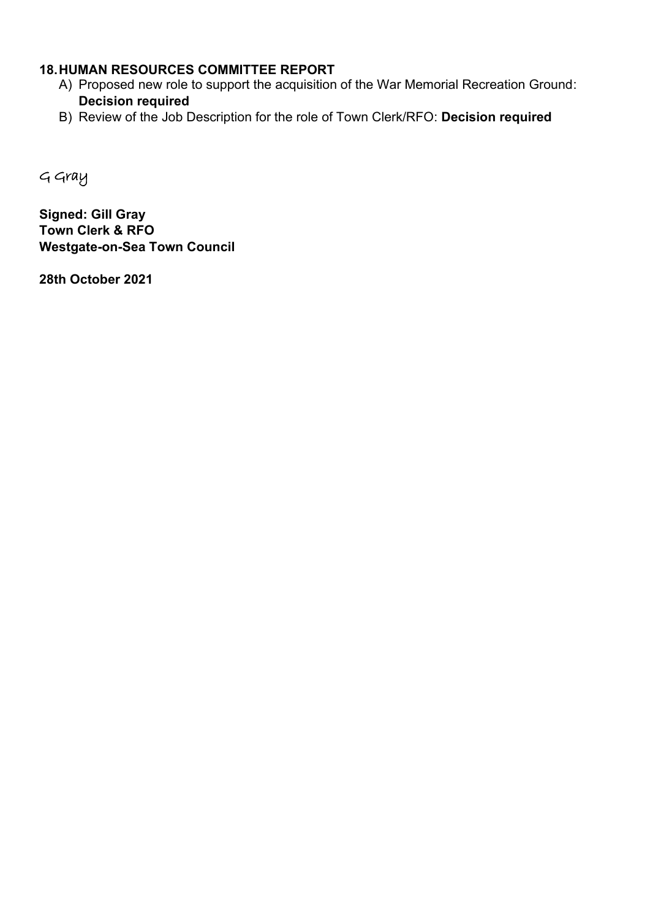## 18. HUMAN RESOURCES COMMITTEE REPORT

A) Proposed new role to support the acquisition of the War Memorial Recreation Ground: **Decision required**

B) Review of the Job Description for the role of Town Clerk/RFO: **Decision required**

G Gray

**Signed: Gill Gray**
**Town Clerk & RFO**
**Westgate-on-Sea Town Council**

**28th October 2021**